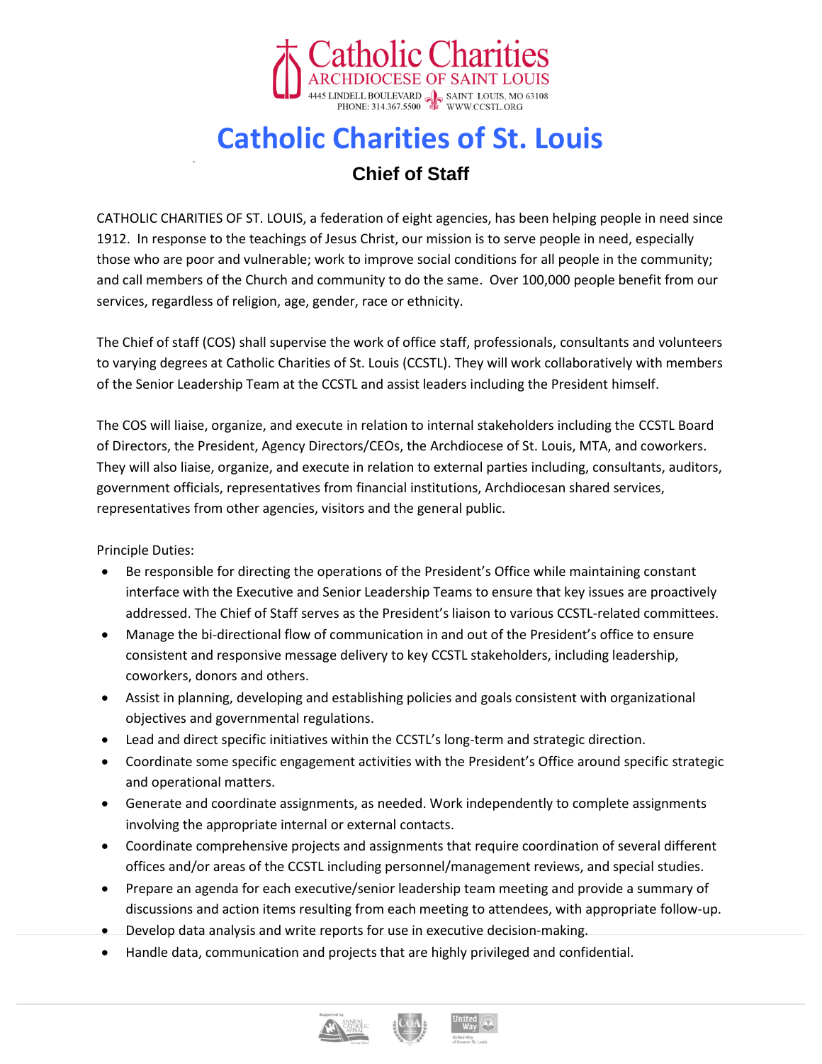Catholic Charities
ARCHDIOCESE OF SAINT LOUIS
4445 LINDELL BOULEVARD SAINT LOUIS, MO 63108
PHONE: 314.367.5500 WWW.CCSTL.ORG

# Catholic Charities of St. Louis

## Chief of Staff

CATHOLIC CHARITIES OF ST. LOUIS, a federation of eight agencies, has been helping people in need since 1912. In response to the teachings of Jesus Christ, our mission is to serve people in need, especially those who are poor and vulnerable; work to improve social conditions for all people in the community; and call members of the Church and community to do the same. Over 100,000 people benefit from our services, regardless of religion, age, gender, race or ethnicity.

The Chief of staff (COS) shall supervise the work of office staff, professionals, consultants and volunteers to varying degrees at Catholic Charities of St. Louis (CCSTL). They will work collaboratively with members of the Senior Leadership Team at the CCSTL and assist leaders including the President himself.

The COS will liaise, organize, and execute in relation to internal stakeholders including the CCSTL Board of Directors, the President, Agency Directors/CEOs, the Archdiocese of St. Louis, MTA, and coworkers. They will also liaise, organize, and execute in relation to external parties including, consultants, auditors, government officials, representatives from financial institutions, Archdiocesan shared services, representatives from other agencies, visitors and the general public.

Principle Duties:

- Be responsible for directing the operations of the President's Office while maintaining constant interface with the Executive and Senior Leadership Teams to ensure that key issues are proactively addressed. The Chief of Staff serves as the President's liaison to various CCSTL-related committees.
- Manage the bi-directional flow of communication in and out of the President's office to ensure consistent and responsive message delivery to key CCSTL stakeholders, including leadership, coworkers, donors and others.
- Assist in planning, developing and establishing policies and goals consistent with organizational objectives and governmental regulations.
- Lead and direct specific initiatives within the CCSTL's long-term and strategic direction.
- Coordinate some specific engagement activities with the President's Office around specific strategic and operational matters.
- Generate and coordinate assignments, as needed. Work independently to complete assignments involving the appropriate internal or external contacts.
- Coordinate comprehensive projects and assignments that require coordination of several different offices and/or areas of the CCSTL including personnel/management reviews, and special studies.
- Prepare an agenda for each executive/senior leadership team meeting and provide a summary of discussions and action items resulting from each meeting to attendees, with appropriate follow-up.
- Develop data analysis and write reports for use in executive decision-making.
- Handle data, communication and projects that are highly privileged and confidential.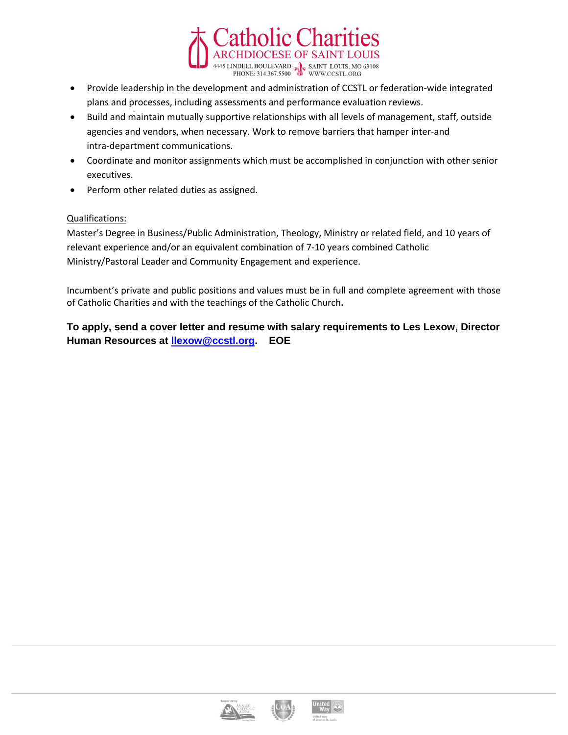- Provide leadership in the development and administration of CCSTL or federation-wide integrated plans and processes, including assessments and performance evaluation reviews.
- Build and maintain mutually supportive relationships with all levels of management, staff, outside agencies and vendors, when necessary. Work to remove barriers that hamper inter-and intra-department communications.
- Coordinate and monitor assignments which must be accomplished in conjunction with other senior executives.
- Perform other related duties as assigned.

Qualifications:

Master's Degree in Business/Public Administration, Theology, Ministry or related field, and 10 years of relevant experience and/or an equivalent combination of 7-10 years combined Catholic Ministry/Pastoral Leader and Community Engagement and experience.

Incumbent's private and public positions and values must be in full and complete agreement with those of Catholic Charities and with the teachings of the Catholic Church.

**To apply, send a cover letter and resume with salary requirements to Les Lexow, Director Human Resources at llexow@ccstl.org. EOE**